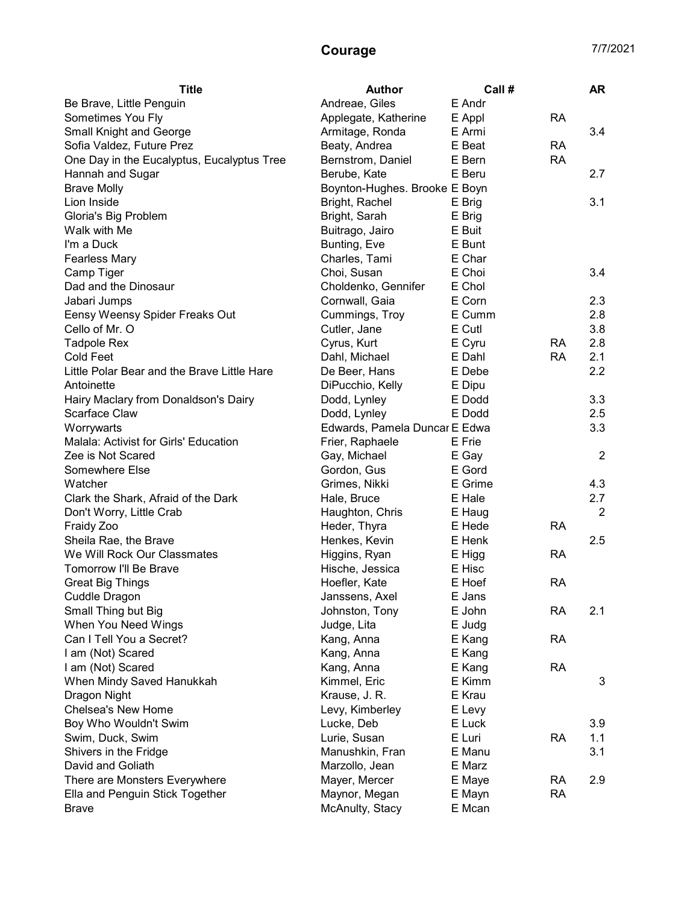# Courage

7/7/2021

| Title | Author | Call # | | AR |
|---|---|---|---|---|
| Be Brave, Little Penguin | Andreae, Giles | E Andr | | |
| Sometimes You Fly | Applegate, Katherine | E Appl | RA | |
| Small Knight and George | Armitage, Ronda | E Armi | | 3.4 |
| Sofia Valdez, Future Prez | Beaty, Andrea | E Beat | RA | |
| One Day in the Eucalyptus, Eucalyptus Tree | Bernstrom, Daniel | E Bern | RA | |
| Hannah and Sugar | Berube, Kate | E Beru | | 2.7 |
| Brave Molly | Boynton-Hughes. Brooke | E Boyn | | |
| Lion Inside | Bright, Rachel | E Brig | | 3.1 |
| Gloria's Big Problem | Bright, Sarah | E Brig | | |
| Walk with Me | Buitrago, Jairo | E Buit | | |
| I'm a Duck | Bunting, Eve | E Bunt | | |
| Fearless Mary | Charles, Tami | E Char | | |
| Camp Tiger | Choi, Susan | E Choi | | 3.4 |
| Dad and the Dinosaur | Choldenko, Gennifer | E Chol | | |
| Jabari Jumps | Cornwall, Gaia | E Corn | | 2.3 |
| Eensy Weensy Spider Freaks Out | Cummings, Troy | E Cumm | | 2.8 |
| Cello of Mr. O | Cutler, Jane | E Cutl | | 3.8 |
| Tadpole Rex | Cyrus, Kurt | E Cyru | RA | 2.8 |
| Cold Feet | Dahl, Michael | E Dahl | RA | 2.1 |
| Little Polar Bear and the Brave Little Hare | De Beer, Hans | E Debe | | 2.2 |
| Antoinette | DiPucchio, Kelly | E Dipu | | |
| Hairy Maclary from Donaldson's Dairy | Dodd, Lynley | E Dodd | | 3.3 |
| Scarface Claw | Dodd, Lynley | E Dodd | | 2.5 |
| Worrywarts | Edwards, Pamela Duncar | E Edwa | | 3.3 |
| Malala: Activist for Girls' Education | Frier, Raphaele | E Frie | | |
| Zee is Not Scared | Gay, Michael | E Gay | | 2 |
| Somewhere Else | Gordon, Gus | E Gord | | |
| Watcher | Grimes, Nikki | E Grime | | 4.3 |
| Clark the Shark, Afraid of the Dark | Hale, Bruce | E Hale | | 2.7 |
| Don't Worry, Little Crab | Haughton, Chris | E Haug | | 2 |
| Fraidy Zoo | Heder, Thyra | E Hede | RA | |
| Sheila Rae, the Brave | Henkes, Kevin | E Henk | | 2.5 |
| We Will Rock Our Classmates | Higgins, Ryan | E Higg | RA | |
| Tomorrow I'll Be Brave | Hische, Jessica | E Hisc | | |
| Great Big Things | Hoefler, Kate | E Hoef | RA | |
| Cuddle Dragon | Janssens, Axel | E Jans | | |
| Small Thing but Big | Johnston, Tony | E John | RA | 2.1 |
| When You Need Wings | Judge, Lita | E Judg | | |
| Can I Tell You a Secret? | Kang, Anna | E Kang | RA | |
| I am (Not) Scared | Kang, Anna | E Kang | | |
| I am (Not) Scared | Kang, Anna | E Kang | RA | |
| When Mindy Saved Hanukkah | Kimmel, Eric | E Kimm | | 3 |
| Dragon Night | Krause, J. R. | E Krau | | |
| Chelsea's New Home | Levy, Kimberley | E Levy | | |
| Boy Who Wouldn't Swim | Lucke, Deb | E Luck | | 3.9 |
| Swim, Duck, Swim | Lurie, Susan | E Luri | RA | 1.1 |
| Shivers in the Fridge | Manushkin, Fran | E Manu | | 3.1 |
| David and Goliath | Marzollo, Jean | E Marz | | |
| There are Monsters Everywhere | Mayer, Mercer | E Maye | RA | 2.9 |
| Ella and Penguin Stick Together | Maynor, Megan | E Mayn | RA | |
| Brave | McAnulty, Stacy | E Mcan | | |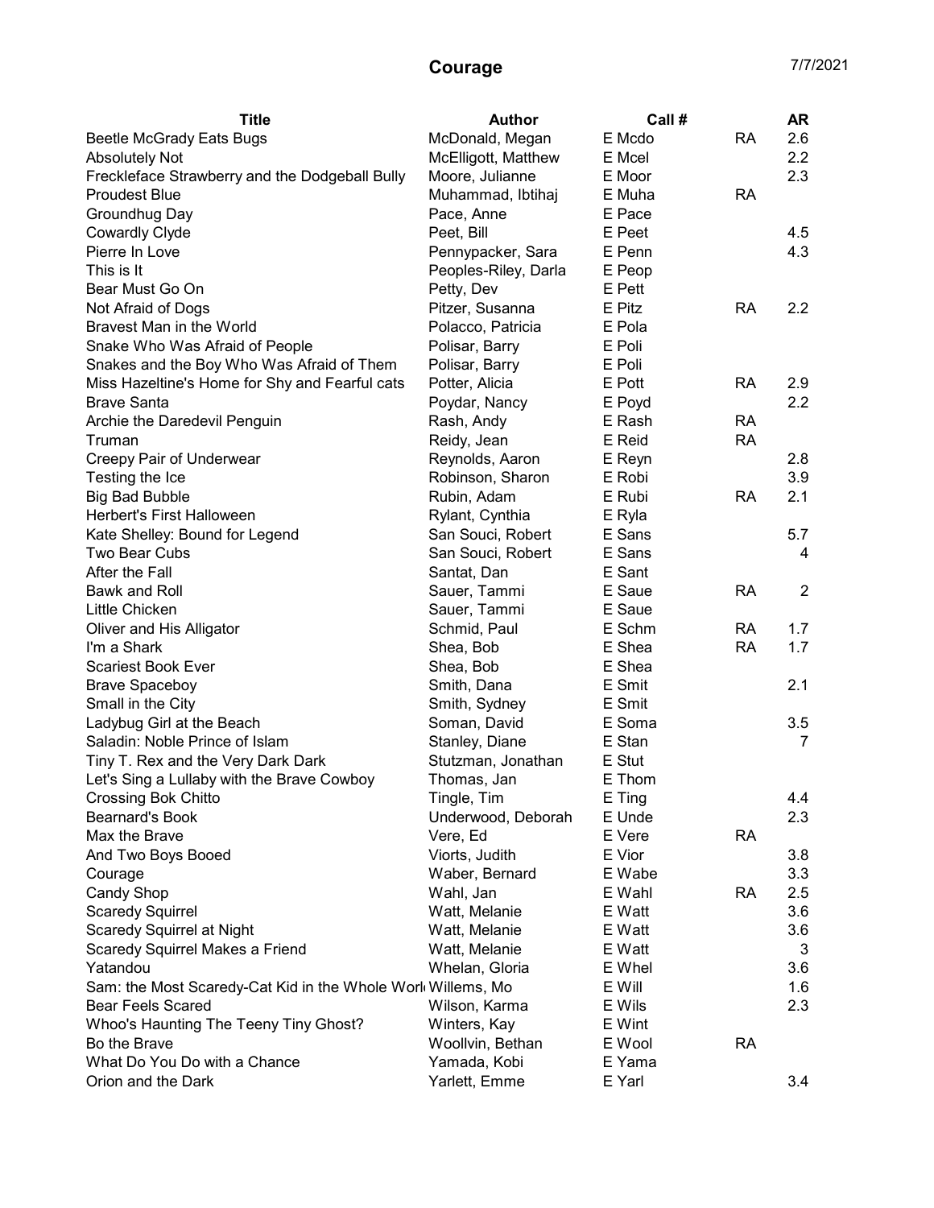# Courage

7/7/2021

| Title | Author | Call # | | AR |
|---|---|---|---|---|
| Beetle McGrady Eats Bugs | McDonald, Megan | E Mcdo | RA | 2.6 |
| Absolutely Not | McElligott, Matthew | E Mcel | | 2.2 |
| Freckleface Strawberry and the Dodgeball Bully | Moore, Julianne | E Moor | | 2.3 |
| Proudest Blue | Muhammad, Ibtihaj | E Muha | RA | |
| Groundhug Day | Pace, Anne | E Pace | | |
| Cowardly Clyde | Peet, Bill | E Peet | | 4.5 |
| Pierre In Love | Pennypacker, Sara | E Penn | | 4.3 |
| This is It | Peoples-Riley, Darla | E Peop | | |
| Bear Must Go On | Petty, Dev | E Pett | | |
| Not Afraid of Dogs | Pitzer, Susanna | E Pitz | RA | 2.2 |
| Bravest Man in the World | Polacco, Patricia | E Pola | | |
| Snake Who Was Afraid of People | Polisar, Barry | E Poli | | |
| Snakes and the Boy Who Was Afraid of Them | Polisar, Barry | E Poli | | |
| Miss Hazeltine's Home for Shy and Fearful cats | Potter, Alicia | E Pott | RA | 2.9 |
| Brave Santa | Poydar, Nancy | E Poyd | | 2.2 |
| Archie the Daredevil Penguin | Rash, Andy | E Rash | RA | |
| Truman | Reidy, Jean | E Reid | RA | |
| Creepy Pair of Underwear | Reynolds, Aaron | E Reyn | | 2.8 |
| Testing the Ice | Robinson, Sharon | E Robi | | 3.9 |
| Big Bad Bubble | Rubin, Adam | E Rubi | RA | 2.1 |
| Herbert's First Halloween | Rylant, Cynthia | E Ryla | | |
| Kate Shelley: Bound for Legend | San Souci, Robert | E Sans | | 5.7 |
| Two Bear Cubs | San Souci, Robert | E Sans | | 4 |
| After the Fall | Santat, Dan | E Sant | | |
| Bawk and Roll | Sauer, Tammi | E Saue | RA | 2 |
| Little Chicken | Sauer, Tammi | E Saue | | |
| Oliver and His Alligator | Schmid, Paul | E Schm | RA | 1.7 |
| I'm a Shark | Shea, Bob | E Shea | RA | 1.7 |
| Scariest Book Ever | Shea, Bob | E Shea | | |
| Brave Spaceboy | Smith, Dana | E Smit | | 2.1 |
| Small in the City | Smith, Sydney | E Smit | | |
| Ladybug Girl at the Beach | Soman, David | E Soma | | 3.5 |
| Saladin: Noble Prince of Islam | Stanley, Diane | E Stan | | 7 |
| Tiny T. Rex and the Very Dark Dark | Stutzman, Jonathan | E Stut | | |
| Let's Sing a Lullaby with the Brave Cowboy | Thomas, Jan | E Thom | | |
| Crossing Bok Chitto | Tingle, Tim | E Ting | | 4.4 |
| Bearnard's Book | Underwood, Deborah | E Unde | | 2.3 |
| Max the Brave | Vere, Ed | E Vere | RA | |
| And Two Boys Booed | Viorts, Judith | E Vior | | 3.8 |
| Courage | Waber, Bernard | E Wabe | | 3.3 |
| Candy Shop | Wahl, Jan | E Wahl | RA | 2.5 |
| Scaredy Squirrel | Watt, Melanie | E Watt | | 3.6 |
| Scaredy Squirrel at Night | Watt, Melanie | E Watt | | 3.6 |
| Scaredy Squirrel Makes a Friend | Watt, Melanie | E Watt | | 3 |
| Yatandou | Whelan, Gloria | E Whel | | 3.6 |
| Sam: the Most Scaredy-Cat Kid in the Whole Worl | Willems, Mo | E Will | | 1.6 |
| Bear Feels Scared | Wilson, Karma | E Wils | | 2.3 |
| Whoo's Haunting The Teeny Tiny Ghost? | Winters, Kay | E Wint | | |
| Bo the Brave | Woollvin, Bethan | E Wool | RA | |
| What Do You Do with a Chance | Yamada, Kobi | E Yama | | |
| Orion and the Dark | Yarlett, Emme | E Yarl | | 3.4 |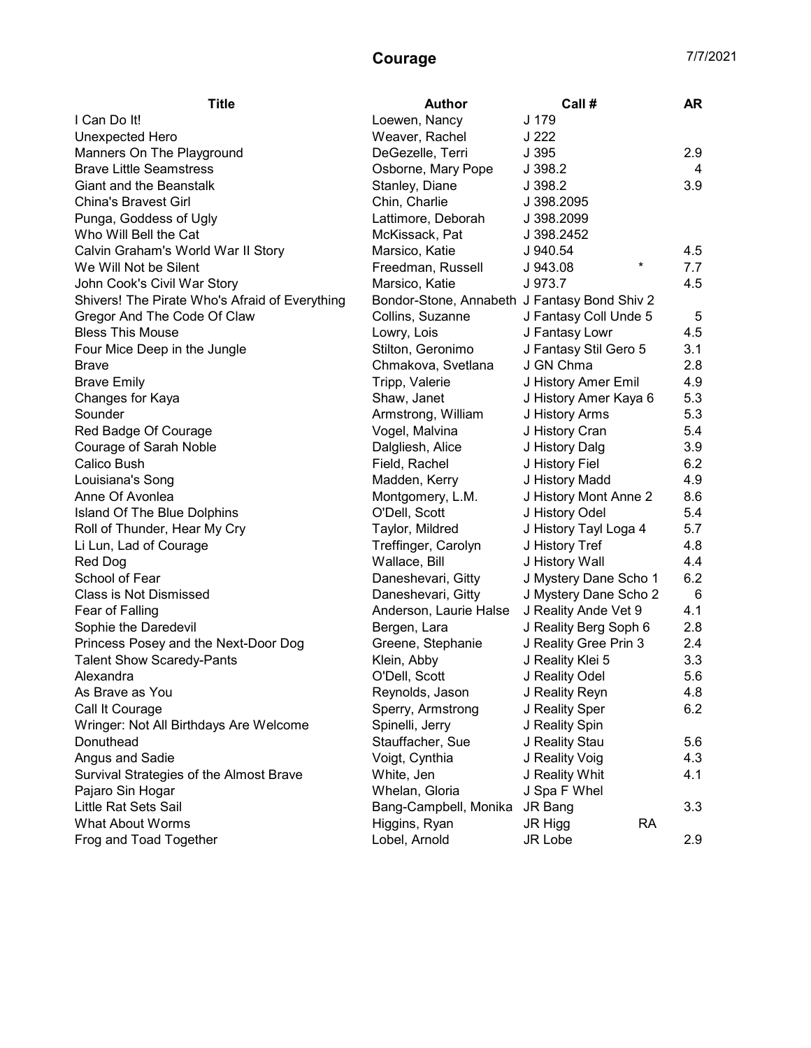# Courage

7/7/2021

| Title | Author | Call # | AR |
|---|---|---|---|
| I Can Do It! | Loewen, Nancy | J 179 | |
| Unexpected Hero | Weaver, Rachel | J 222 | |
| Manners On The Playground | DeGezelle, Terri | J 395 | 2.9 |
| Brave Little Seamstress | Osborne, Mary Pope | J 398.2 | 4 |
| Giant and the Beanstalk | Stanley, Diane | J 398.2 | 3.9 |
| China's Bravest Girl | Chin, Charlie | J 398.2095 | |
| Punga, Goddess of Ugly | Lattimore, Deborah | J 398.2099 | |
| Who Will Bell the Cat | McKissack, Pat | J 398.2452 | |
| Calvin Graham's World War II Story | Marsico, Katie | J 940.54 | 4.5 |
| We Will Not be Silent | Freedman, Russell | J 943.08 * | 7.7 |
| John Cook's Civil War Story | Marsico, Katie | J 973.7 | 4.5 |
| Shivers! The Pirate Who's Afraid of Everything | Bondor-Stone, Annabeth | J Fantasy Bond Shiv 2 | |
| Gregor And The Code Of Claw | Collins, Suzanne | J Fantasy Coll Unde 5 | 5 |
| Bless This Mouse | Lowry, Lois | J Fantasy Lowr | 4.5 |
| Four Mice Deep in the Jungle | Stilton, Geronimo | J Fantasy Stil Gero 5 | 3.1 |
| Brave | Chmakova, Svetlana | J GN Chma | 2.8 |
| Brave Emily | Tripp, Valerie | J History Amer Emil | 4.9 |
| Changes for Kaya | Shaw, Janet | J History Amer Kaya 6 | 5.3 |
| Sounder | Armstrong, William | J History Arms | 5.3 |
| Red Badge Of Courage | Vogel, Malvina | J History Cran | 5.4 |
| Courage of Sarah Noble | Dalgliesh, Alice | J History Dalg | 3.9 |
| Calico Bush | Field, Rachel | J History Fiel | 6.2 |
| Louisiana's Song | Madden, Kerry | J History Madd | 4.9 |
| Anne Of Avonlea | Montgomery, L.M. | J History Mont Anne 2 | 8.6 |
| Island Of The Blue Dolphins | O'Dell, Scott | J History Odel | 5.4 |
| Roll of Thunder, Hear My Cry | Taylor, Mildred | J History Tayl Loga 4 | 5.7 |
| Li Lun, Lad of Courage | Treffinger, Carolyn | J History Tref | 4.8 |
| Red Dog | Wallace, Bill | J History Wall | 4.4 |
| School of Fear | Daneshevari, Gitty | J Mystery Dane Scho 1 | 6.2 |
| Class is Not Dismissed | Daneshevari, Gitty | J Mystery Dane Scho 2 | 6 |
| Fear of Falling | Anderson, Laurie Halse | J Reality Ande Vet 9 | 4.1 |
| Sophie the Daredevil | Bergen, Lara | J Reality Berg Soph 6 | 2.8 |
| Princess Posey and the Next-Door Dog | Greene, Stephanie | J Reality Gree Prin 3 | 2.4 |
| Talent Show Scaredy-Pants | Klein, Abby | J Reality Klei 5 | 3.3 |
| Alexandra | O'Dell, Scott | J Reality Odel | 5.6 |
| As Brave as You | Reynolds, Jason | J Reality Reyn | 4.8 |
| Call It Courage | Sperry, Armstrong | J Reality Sper | 6.2 |
| Wringer: Not All Birthdays Are Welcome | Spinelli, Jerry | J Reality Spin | |
| Donuthead | Stauffacher, Sue | J Reality Stau | 5.6 |
| Angus and Sadie | Voigt, Cynthia | J Reality Voig | 4.3 |
| Survival Strategies of the Almost Brave | White, Jen | J Reality Whit | 4.1 |
| Pajaro Sin Hogar | Whelan, Gloria | J Spa F Whel | |
| Little Rat Sets Sail | Bang-Campbell, Monika | JR Bang | 3.3 |
| What About Worms | Higgins, Ryan | JR Higg RA | |
| Frog and Toad Together | Lobel, Arnold | JR Lobe | 2.9 |